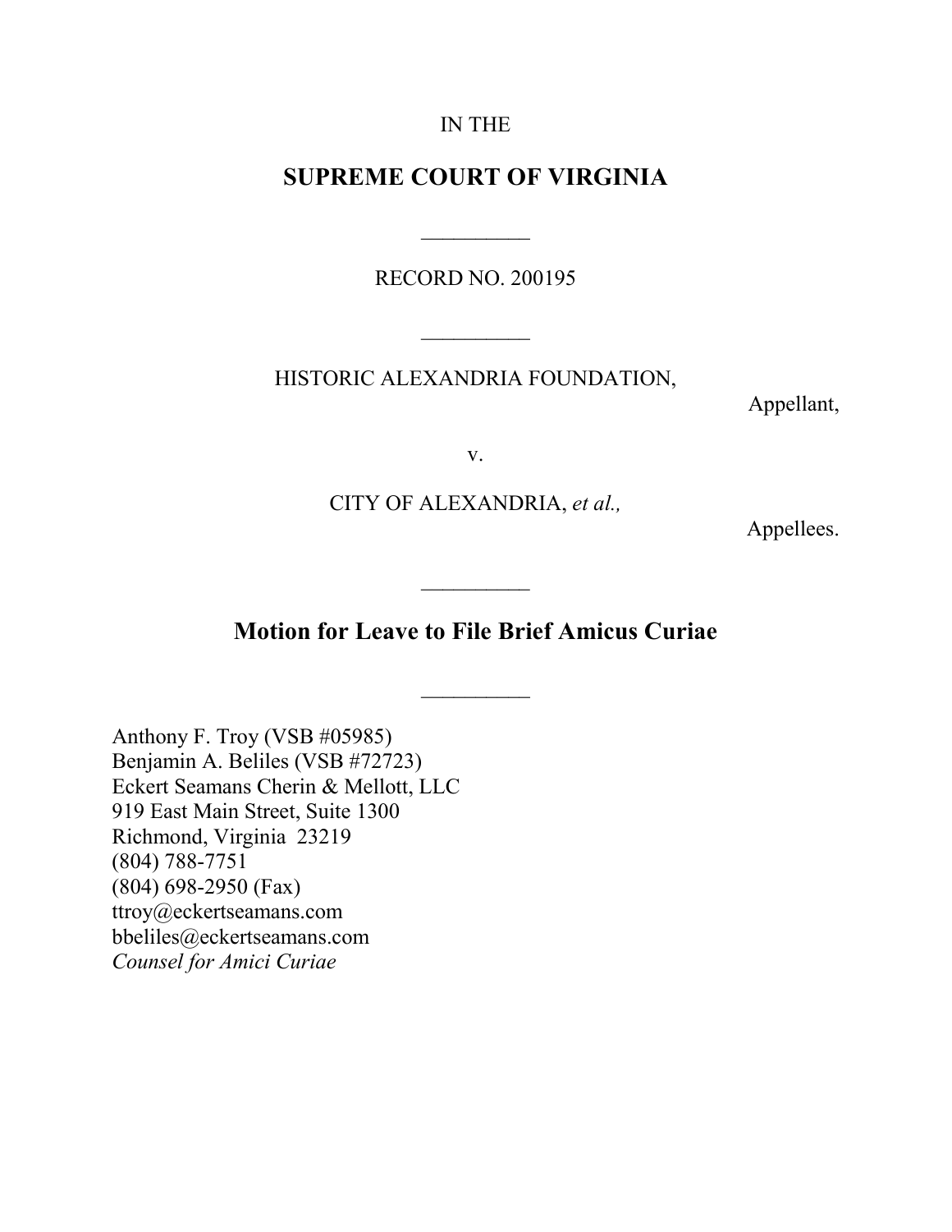IN THE

# SUPREME COURT OF VIRGINIA

__________

RECORD NO. 200195

__________

HISTORIC ALEXANDRIA FOUNDATION,

Appellant,

v.

CITY OF ALEXANDRIA, *et al.,*

Appellees.

__________

## Motion for Leave to File Brief Amicus Curiae

__________

Anthony F. Troy (VSB #05985)
Benjamin A. Beliles (VSB #72723)
Eckert Seamans Cherin & Mellott, LLC
919 East Main Street, Suite 1300
Richmond, Virginia 23219
(804) 788-7751
(804) 698-2950 (Fax)
ttroy@eckertseamans.com
bbeliles@eckertseamans.com
*Counsel for Amici Curiae*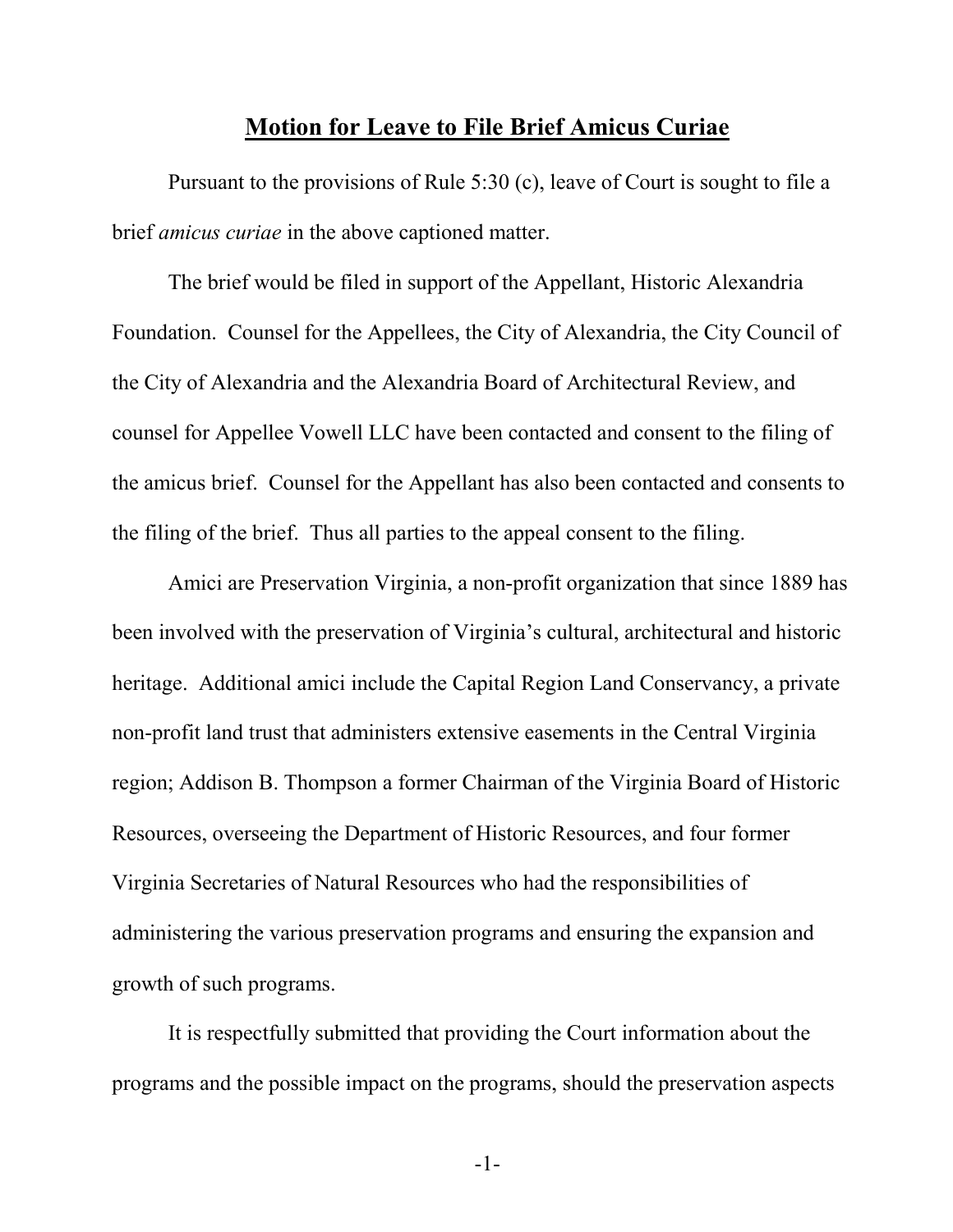## Motion for Leave to File Brief Amicus Curiae

Pursuant to the provisions of Rule 5:30 (c), leave of Court is sought to file a brief *amicus curiae* in the above captioned matter.

The brief would be filed in support of the Appellant, Historic Alexandria Foundation. Counsel for the Appellees, the City of Alexandria, the City Council of the City of Alexandria and the Alexandria Board of Architectural Review, and counsel for Appellee Vowell LLC have been contacted and consent to the filing of the amicus brief. Counsel for the Appellant has also been contacted and consents to the filing of the brief. Thus all parties to the appeal consent to the filing.

Amici are Preservation Virginia, a non-profit organization that since 1889 has been involved with the preservation of Virginia's cultural, architectural and historic heritage. Additional amici include the Capital Region Land Conservancy, a private non-profit land trust that administers extensive easements in the Central Virginia region; Addison B. Thompson a former Chairman of the Virginia Board of Historic Resources, overseeing the Department of Historic Resources, and four former Virginia Secretaries of Natural Resources who had the responsibilities of administering the various preservation programs and ensuring the expansion and growth of such programs.

It is respectfully submitted that providing the Court information about the programs and the possible impact on the programs, should the preservation aspects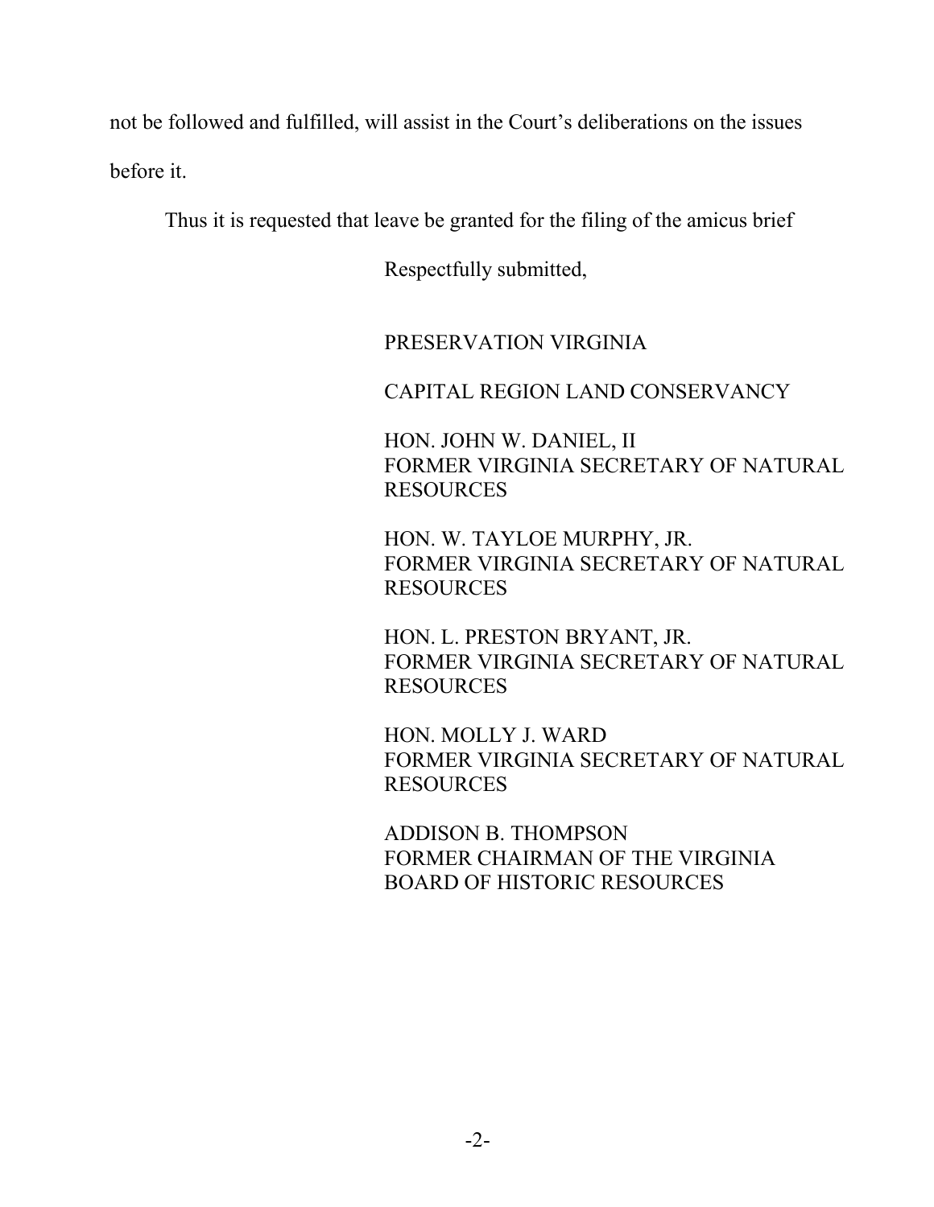not be followed and fulfilled, will assist in the Court's deliberations on the issues before it.

Thus it is requested that leave be granted for the filing of the amicus brief

Respectfully submitted,

PRESERVATION VIRGINIA

CAPITAL REGION LAND CONSERVANCY

HON. JOHN W. DANIEL, II
FORMER VIRGINIA SECRETARY OF NATURAL RESOURCES

HON. W. TAYLOE MURPHY, JR.
FORMER VIRGINIA SECRETARY OF NATURAL RESOURCES

HON. L. PRESTON BRYANT, JR.
FORMER VIRGINIA SECRETARY OF NATURAL RESOURCES

HON. MOLLY J. WARD
FORMER VIRGINIA SECRETARY OF NATURAL RESOURCES

ADDISON B. THOMPSON
FORMER CHAIRMAN OF THE VIRGINIA BOARD OF HISTORIC RESOURCES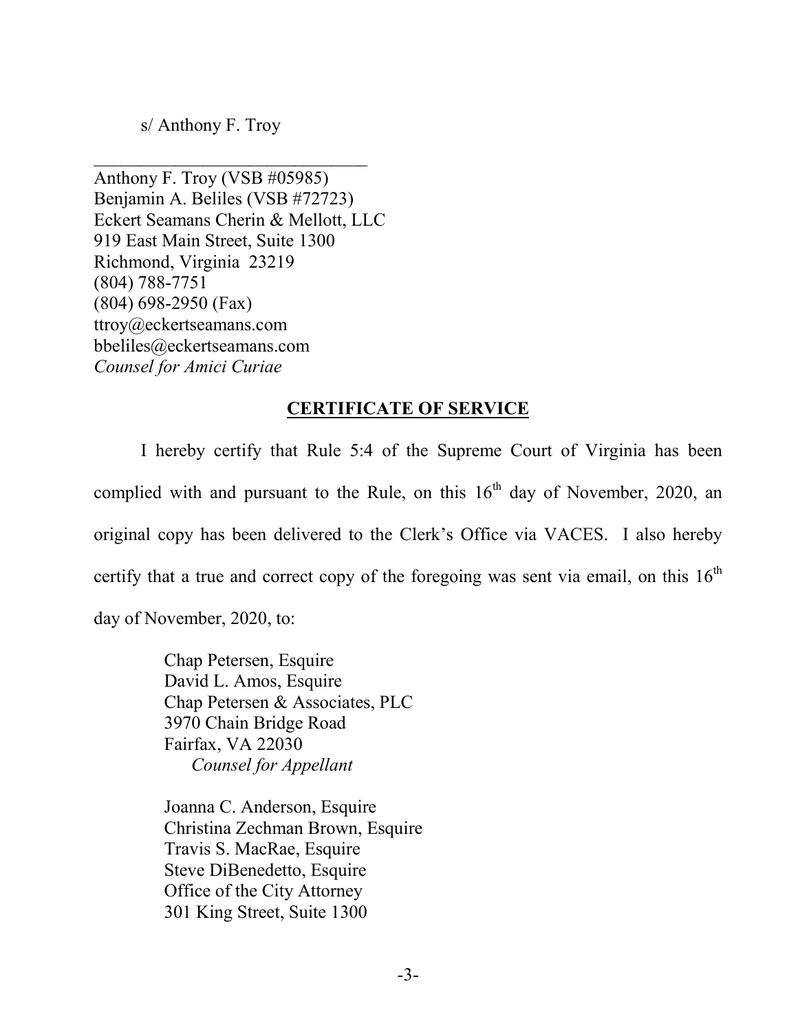s/ Anthony F. Troy

\_\_\_\_\_\_\_\_\_\_\_\_\_\_\_\_\_\_\_\_\_\_\_\_\_\_\_\_\_\_

Anthony F. Troy (VSB #05985)
Benjamin A. Beliles (VSB #72723)
Eckert Seamans Cherin & Mellott, LLC
919 East Main Street, Suite 1300
Richmond, Virginia 23219
(804) 788-7751
(804) 698-2950 (Fax)
ttroy@eckertseamans.com
bbeliles@eckertseamans.com
*Counsel for Amici Curiae*

## CERTIFICATE OF SERVICE

I hereby certify that Rule 5:4 of the Supreme Court of Virginia has been complied with and pursuant to the Rule, on this 16th day of November, 2020, an original copy has been delivered to the Clerk's Office via VACES. I also hereby certify that a true and correct copy of the foregoing was sent via email, on this 16th day of November, 2020, to:

Chap Petersen, Esquire
David L. Amos, Esquire
Chap Petersen & Associates, PLC
3970 Chain Bridge Road
Fairfax, VA 22030
*Counsel for Appellant*

Joanna C. Anderson, Esquire
Christina Zechman Brown, Esquire
Travis S. MacRae, Esquire
Steve DiBenedetto, Esquire
Office of the City Attorney
301 King Street, Suite 1300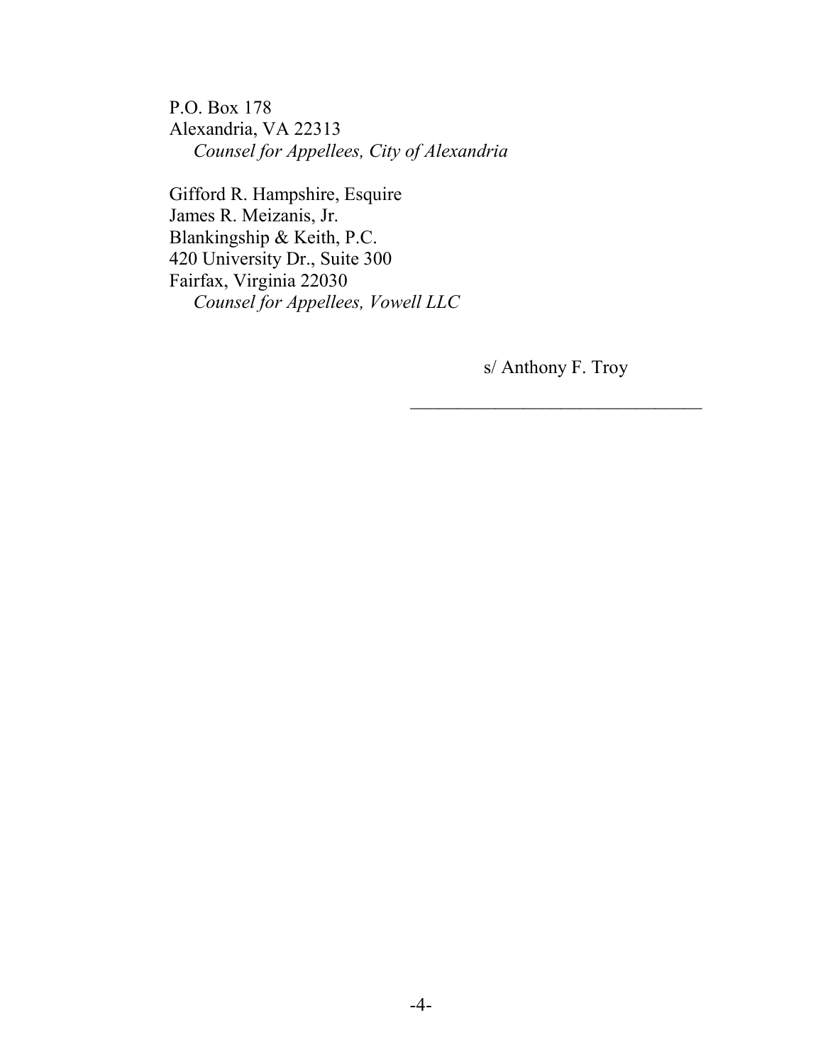P.O. Box 178
Alexandria, VA 22313
*Counsel for Appellees, City of Alexandria*

Gifford R. Hampshire, Esquire
James R. Meizanis, Jr.
Blankingship & Keith, P.C.
420 University Dr., Suite 300
Fairfax, Virginia 22030
*Counsel for Appellees, Vowell LLC*

s/ Anthony F. Troy

________________________________